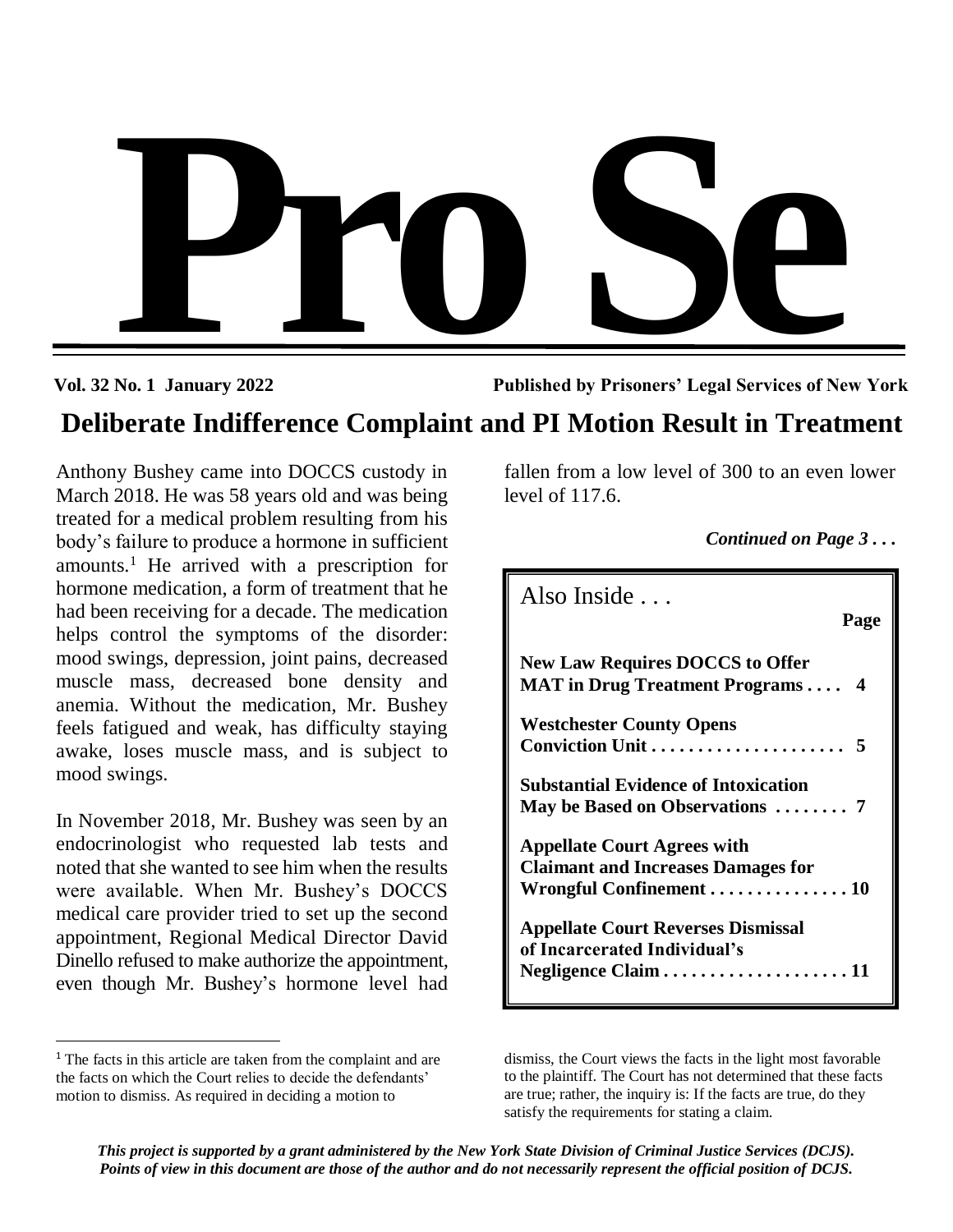# Pro Se

**Vol. 32 No. 1 January 2022** **Published by Prisoners' Legal Services of New York**

## Deliberate Indifference Complaint and PI Motion Result in Treatment

Anthony Bushey came into DOCCS custody in March 2018. He was 58 years old and was being treated for a medical problem resulting from his body's failure to produce a hormone in sufficient amounts.[1] He arrived with a prescription for hormone medication, a form of treatment that he had been receiving for a decade. The medication helps control the symptoms of the disorder: mood swings, depression, joint pains, decreased muscle mass, decreased bone density and anemia. Without the medication, Mr. Bushey feels fatigued and weak, has difficulty staying awake, loses muscle mass, and is subject to mood swings.

In November 2018, Mr. Bushey was seen by an endocrinologist who requested lab tests and noted that she wanted to see him when the results were available. When Mr. Bushey's DOCCS medical care provider tried to set up the second appointment, Regional Medical Director David Dinello refused to make authorize the appointment, even though Mr. Bushey's hormone level had fallen from a low level of 300 to an even lower level of 117.6.

***Continued on Page 3 . . .***

| Also Inside . . . | Page |
|---|---|
| **New Law Requires DOCCS to Offer MAT in Drug Treatment Programs** | **4** |
| **Westchester County Opens Conviction Unit** | **5** |
| **Substantial Evidence of Intoxication May be Based on Observations** | **7** |
| **Appellate Court Agrees with Claimant and Increases Damages for Wrongful Confinement** | **10** |
| **Appellate Court Reverses Dismissal of Incarcerated Individual's Negligence Claim** | **11** |

[1] The facts in this article are taken from the complaint and are the facts on which the Court relies to decide the defendants' motion to dismiss. As required in deciding a motion to dismiss, the Court views the facts in the light most favorable to the plaintiff. The Court has not determined that these facts are true; rather, the inquiry is: If the facts are true, do they satisfy the requirements for stating a claim.

***This project is supported by a grant administered by the New York State Division of Criminal Justice Services (DCJS). Points of view in this document are those of the author and do not necessarily represent the official position of DCJS.***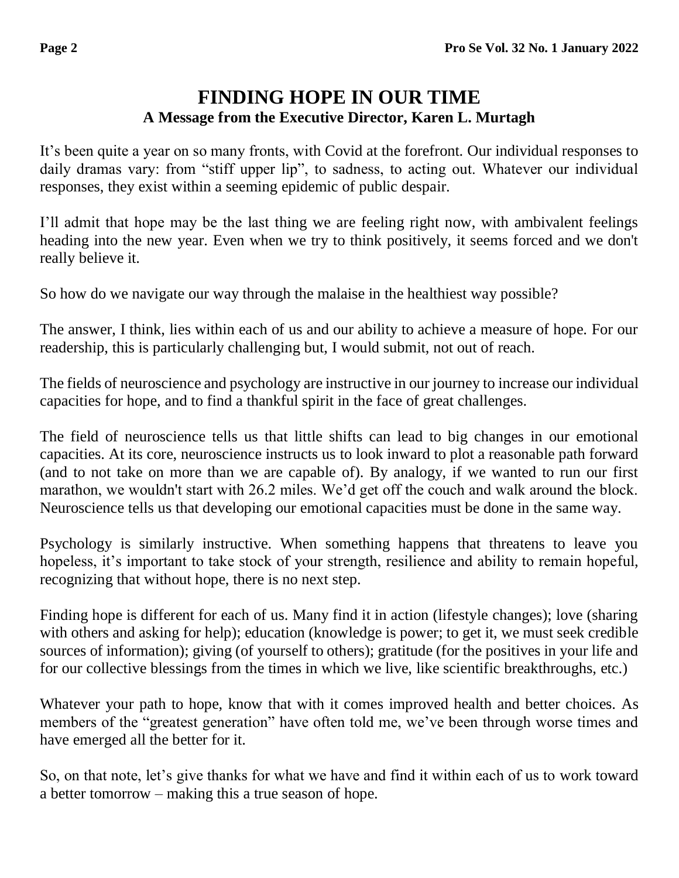# FINDING HOPE IN OUR TIME

## A Message from the Executive Director, Karen L. Murtagh

It's been quite a year on so many fronts, with Covid at the forefront. Our individual responses to daily dramas vary: from "stiff upper lip", to sadness, to acting out. Whatever our individual responses, they exist within a seeming epidemic of public despair.

I'll admit that hope may be the last thing we are feeling right now, with ambivalent feelings heading into the new year. Even when we try to think positively, it seems forced and we don't really believe it.

So how do we navigate our way through the malaise in the healthiest way possible?

The answer, I think, lies within each of us and our ability to achieve a measure of hope. For our readership, this is particularly challenging but, I would submit, not out of reach.

The fields of neuroscience and psychology are instructive in our journey to increase our individual capacities for hope, and to find a thankful spirit in the face of great challenges.

The field of neuroscience tells us that little shifts can lead to big changes in our emotional capacities. At its core, neuroscience instructs us to look inward to plot a reasonable path forward (and to not take on more than we are capable of). By analogy, if we wanted to run our first marathon, we wouldn't start with 26.2 miles. We'd get off the couch and walk around the block. Neuroscience tells us that developing our emotional capacities must be done in the same way.

Psychology is similarly instructive. When something happens that threatens to leave you hopeless, it's important to take stock of your strength, resilience and ability to remain hopeful, recognizing that without hope, there is no next step.

Finding hope is different for each of us. Many find it in action (lifestyle changes); love (sharing with others and asking for help); education (knowledge is power; to get it, we must seek credible sources of information); giving (of yourself to others); gratitude (for the positives in your life and for our collective blessings from the times in which we live, like scientific breakthroughs, etc.)

Whatever your path to hope, know that with it comes improved health and better choices. As members of the "greatest generation" have often told me, we've been through worse times and have emerged all the better for it.

So, on that note, let's give thanks for what we have and find it within each of us to work toward a better tomorrow – making this a true season of hope.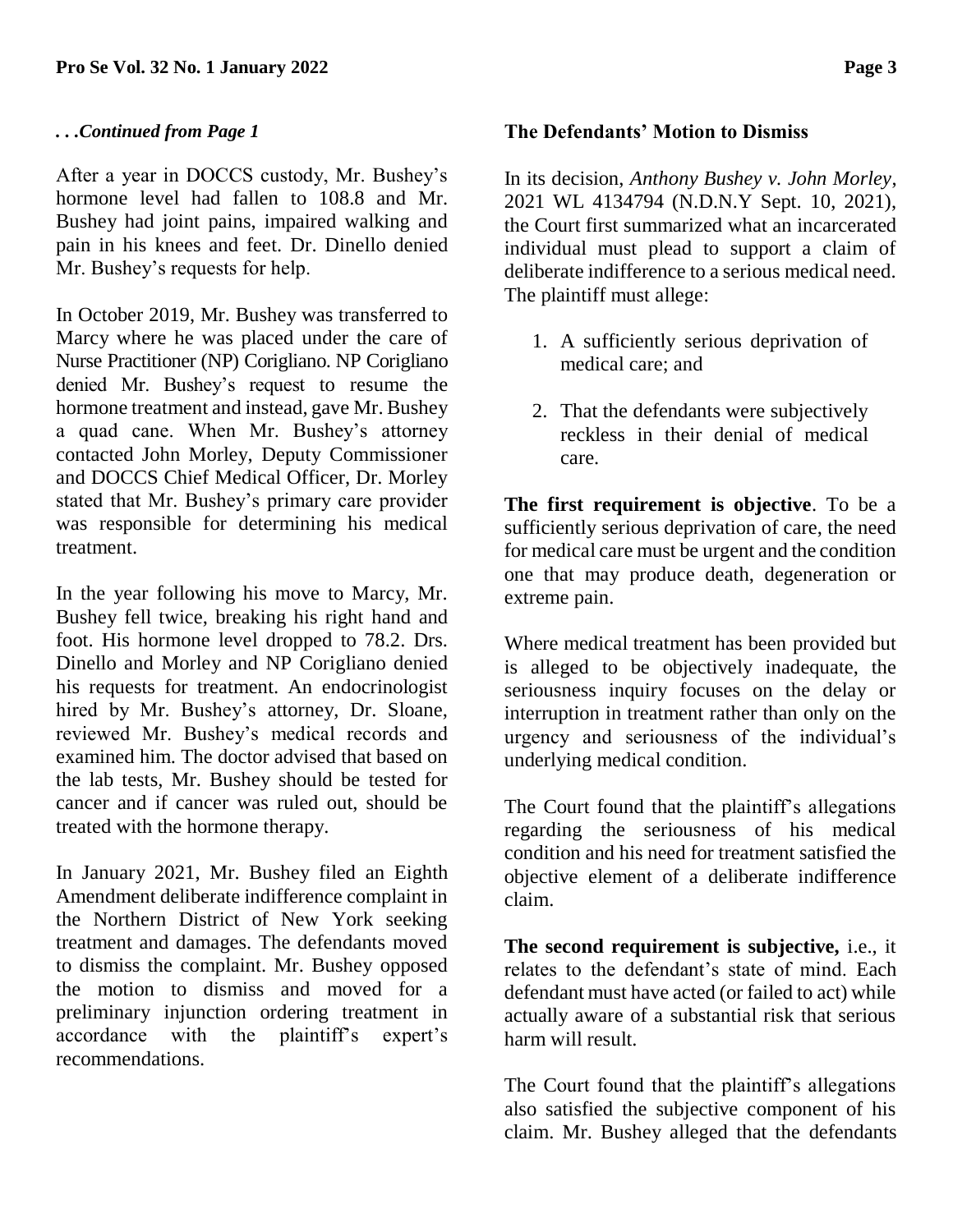*. . .Continued from Page 1*

After a year in DOCCS custody, Mr. Bushey's hormone level had fallen to 108.8 and Mr. Bushey had joint pains, impaired walking and pain in his knees and feet. Dr. Dinello denied Mr. Bushey's requests for help.

In October 2019, Mr. Bushey was transferred to Marcy where he was placed under the care of Nurse Practitioner (NP) Corigliano. NP Corigliano denied Mr. Bushey's request to resume the hormone treatment and instead, gave Mr. Bushey a quad cane. When Mr. Bushey's attorney contacted John Morley, Deputy Commissioner and DOCCS Chief Medical Officer, Dr. Morley stated that Mr. Bushey's primary care provider was responsible for determining his medical treatment.

In the year following his move to Marcy, Mr. Bushey fell twice, breaking his right hand and foot. His hormone level dropped to 78.2. Drs. Dinello and Morley and NP Corigliano denied his requests for treatment. An endocrinologist hired by Mr. Bushey's attorney, Dr. Sloane, reviewed Mr. Bushey's medical records and examined him. The doctor advised that based on the lab tests, Mr. Bushey should be tested for cancer and if cancer was ruled out, should be treated with the hormone therapy.

In January 2021, Mr. Bushey filed an Eighth Amendment deliberate indifference complaint in the Northern District of New York seeking treatment and damages. The defendants moved to dismiss the complaint. Mr. Bushey opposed the motion to dismiss and moved for a preliminary injunction ordering treatment in accordance with the plaintiff's expert's recommendations.

## The Defendants' Motion to Dismiss

In its decision, *Anthony Bushey v. John Morley*, 2021 WL 4134794 (N.D.N.Y Sept. 10, 2021), the Court first summarized what an incarcerated individual must plead to support a claim of deliberate indifference to a serious medical need. The plaintiff must allege:

1. A sufficiently serious deprivation of medical care; and
2. That the defendants were subjectively reckless in their denial of medical care.

**The first requirement is objective**. To be a sufficiently serious deprivation of care, the need for medical care must be urgent and the condition one that may produce death, degeneration or extreme pain.

Where medical treatment has been provided but is alleged to be objectively inadequate, the seriousness inquiry focuses on the delay or interruption in treatment rather than only on the urgency and seriousness of the individual's underlying medical condition.

The Court found that the plaintiff's allegations regarding the seriousness of his medical condition and his need for treatment satisfied the objective element of a deliberate indifference claim.

**The second requirement is subjective,** i.e., it relates to the defendant's state of mind. Each defendant must have acted (or failed to act) while actually aware of a substantial risk that serious harm will result.

The Court found that the plaintiff's allegations also satisfied the subjective component of his claim. Mr. Bushey alleged that the defendants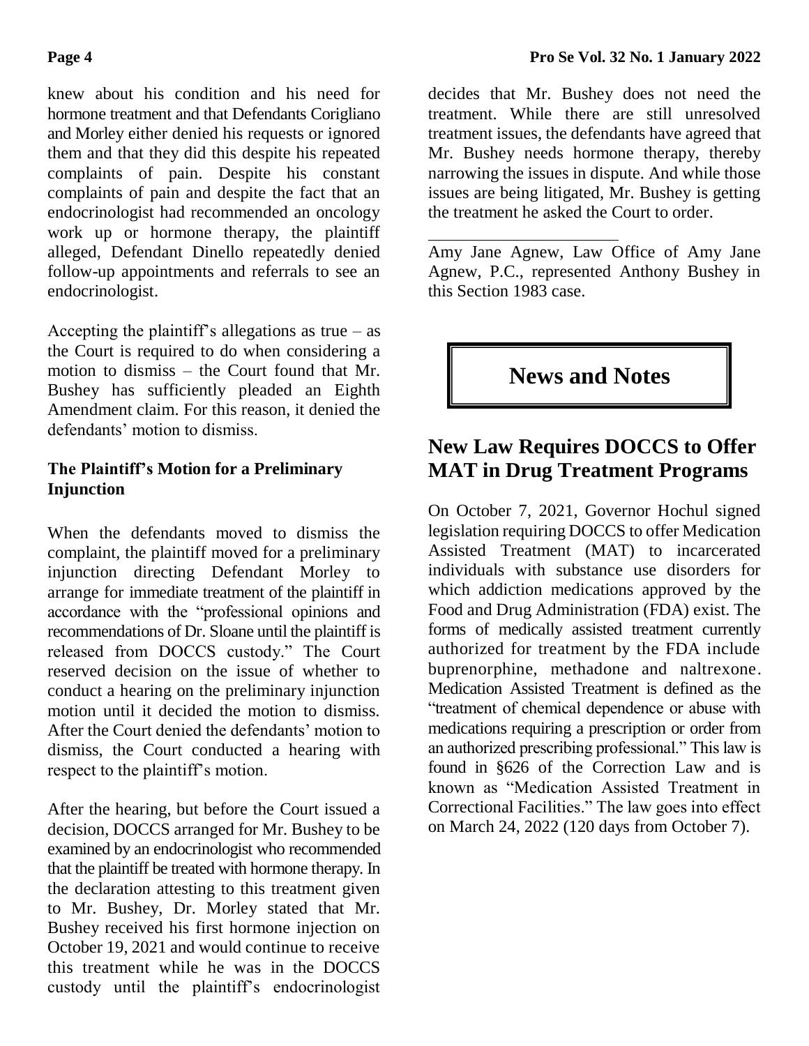knew about his condition and his need for hormone treatment and that Defendants Corigliano and Morley either denied his requests or ignored them and that they did this despite his repeated complaints of pain. Despite his constant complaints of pain and despite the fact that an endocrinologist had recommended an oncology work up or hormone therapy, the plaintiff alleged, Defendant Dinello repeatedly denied follow-up appointments and referrals to see an endocrinologist.

Accepting the plaintiff's allegations as true – as the Court is required to do when considering a motion to dismiss – the Court found that Mr. Bushey has sufficiently pleaded an Eighth Amendment claim. For this reason, it denied the defendants' motion to dismiss.

### The Plaintiff's Motion for a Preliminary Injunction

When the defendants moved to dismiss the complaint, the plaintiff moved for a preliminary injunction directing Defendant Morley to arrange for immediate treatment of the plaintiff in accordance with the "professional opinions and recommendations of Dr. Sloane until the plaintiff is released from DOCCS custody." The Court reserved decision on the issue of whether to conduct a hearing on the preliminary injunction motion until it decided the motion to dismiss. After the Court denied the defendants' motion to dismiss, the Court conducted a hearing with respect to the plaintiff's motion.

After the hearing, but before the Court issued a decision, DOCCS arranged for Mr. Bushey to be examined by an endocrinologist who recommended that the plaintiff be treated with hormone therapy. In the declaration attesting to this treatment given to Mr. Bushey, Dr. Morley stated that Mr. Bushey received his first hormone injection on October 19, 2021 and would continue to receive this treatment while he was in the DOCCS custody until the plaintiff's endocrinologist decides that Mr. Bushey does not need the treatment. While there are still unresolved treatment issues, the defendants have agreed that Mr. Bushey needs hormone therapy, thereby narrowing the issues in dispute. And while those issues are being litigated, Mr. Bushey is getting the treatment he asked the Court to order.

---

Amy Jane Agnew, Law Office of Amy Jane Agnew, P.C., represented Anthony Bushey in this Section 1983 case.

# News and Notes

## New Law Requires DOCCS to Offer MAT in Drug Treatment Programs

On October 7, 2021, Governor Hochul signed legislation requiring DOCCS to offer Medication Assisted Treatment (MAT) to incarcerated individuals with substance use disorders for which addiction medications approved by the Food and Drug Administration (FDA) exist. The forms of medically assisted treatment currently authorized for treatment by the FDA include buprenorphine, methadone and naltrexone. Medication Assisted Treatment is defined as the "treatment of chemical dependence or abuse with medications requiring a prescription or order from an authorized prescribing professional." This law is found in §626 of the Correction Law and is known as "Medication Assisted Treatment in Correctional Facilities." The law goes into effect on March 24, 2022 (120 days from October 7).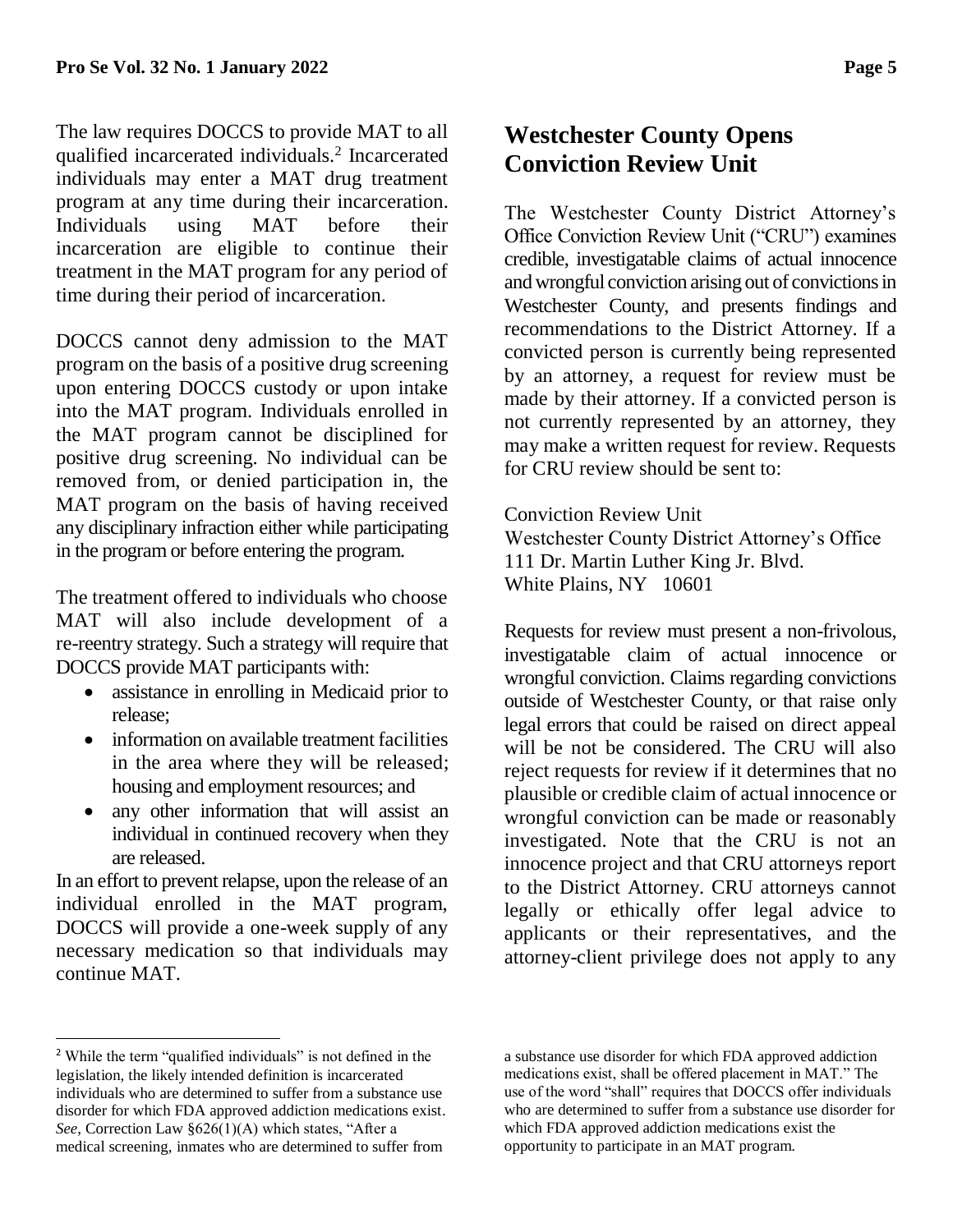The law requires DOCCS to provide MAT to all qualified incarcerated individuals.[2] Incarcerated individuals may enter a MAT drug treatment program at any time during their incarceration. Individuals using MAT before their incarceration are eligible to continue their treatment in the MAT program for any period of time during their period of incarceration.

DOCCS cannot deny admission to the MAT program on the basis of a positive drug screening upon entering DOCCS custody or upon intake into the MAT program. Individuals enrolled in the MAT program cannot be disciplined for positive drug screening. No individual can be removed from, or denied participation in, the MAT program on the basis of having received any disciplinary infraction either while participating in the program or before entering the program.

The treatment offered to individuals who choose MAT will also include development of a re-reentry strategy. Such a strategy will require that DOCCS provide MAT participants with:

- assistance in enrolling in Medicaid prior to release;
- information on available treatment facilities in the area where they will be released; housing and employment resources; and
- any other information that will assist an individual in continued recovery when they are released.

In an effort to prevent relapse, upon the release of an individual enrolled in the MAT program, DOCCS will provide a one-week supply of any necessary medication so that individuals may continue MAT.

## Westchester County Opens Conviction Review Unit

The Westchester County District Attorney's Office Conviction Review Unit ("CRU") examines credible, investigatable claims of actual innocence and wrongful conviction arising out of convictions in Westchester County, and presents findings and recommendations to the District Attorney. If a convicted person is currently being represented by an attorney, a request for review must be made by their attorney. If a convicted person is not currently represented by an attorney, they may make a written request for review. Requests for CRU review should be sent to:

Conviction Review Unit
Westchester County District Attorney's Office
111 Dr. Martin Luther King Jr. Blvd.
White Plains, NY 10601

Requests for review must present a non-frivolous, investigatable claim of actual innocence or wrongful conviction. Claims regarding convictions outside of Westchester County, or that raise only legal errors that could be raised on direct appeal will be not be considered. The CRU will also reject requests for review if it determines that no plausible or credible claim of actual innocence or wrongful conviction can be made or reasonably investigated. Note that the CRU is not an innocence project and that CRU attorneys report to the District Attorney. CRU attorneys cannot legally or ethically offer legal advice to applicants or their representatives, and the attorney-client privilege does not apply to any

---

[2] While the term "qualified individuals" is not defined in the legislation, the likely intended definition is incarcerated individuals who are determined to suffer from a substance use disorder for which FDA approved addiction medications exist. *See*, Correction Law §626(1)(A) which states, "After a medical screening, inmates who are determined to suffer from a substance use disorder for which FDA approved addiction medications exist, shall be offered placement in MAT." The use of the word "shall" requires that DOCCS offer individuals who are determined to suffer from a substance use disorder for which FDA approved addiction medications exist the opportunity to participate in an MAT program.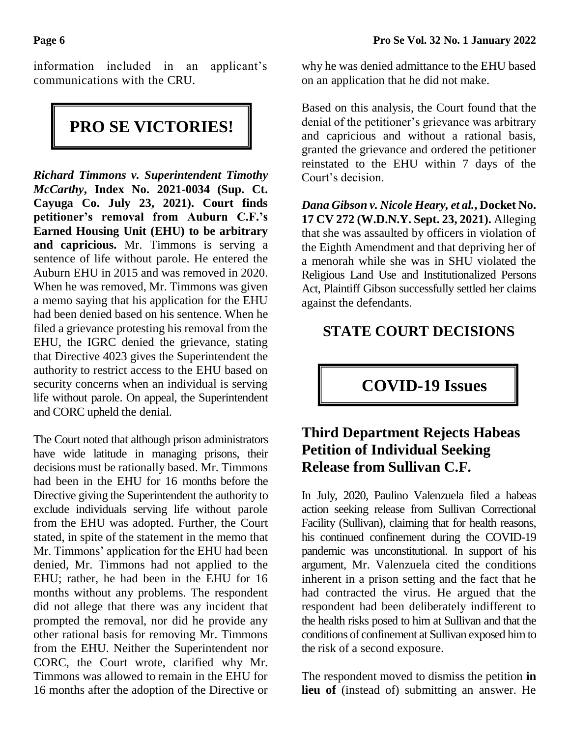information included in an applicant's communications with the CRU.

# PRO SE VICTORIES!

***Richard Timmons v. Superintendent Timothy McCarthy*, Index No. 2021-0034 (Sup. Ct. Cayuga Co. July 23, 2021). Court finds petitioner's removal from Auburn C.F.'s Earned Housing Unit (EHU) to be arbitrary and capricious.** Mr. Timmons is serving a sentence of life without parole. He entered the Auburn EHU in 2015 and was removed in 2020. When he was removed, Mr. Timmons was given a memo saying that his application for the EHU had been denied based on his sentence. When he filed a grievance protesting his removal from the EHU, the IGRC denied the grievance, stating that Directive 4023 gives the Superintendent the authority to restrict access to the EHU based on security concerns when an individual is serving life without parole. On appeal, the Superintendent and CORC upheld the denial.

The Court noted that although prison administrators have wide latitude in managing prisons, their decisions must be rationally based. Mr. Timmons had been in the EHU for 16 months before the Directive giving the Superintendent the authority to exclude individuals serving life without parole from the EHU was adopted. Further, the Court stated, in spite of the statement in the memo that Mr. Timmons' application for the EHU had been denied, Mr. Timmons had not applied to the EHU; rather, he had been in the EHU for 16 months without any problems. The respondent did not allege that there was any incident that prompted the removal, nor did he provide any other rational basis for removing Mr. Timmons from the EHU. Neither the Superintendent nor CORC, the Court wrote, clarified why Mr. Timmons was allowed to remain in the EHU for 16 months after the adoption of the Directive or why he was denied admittance to the EHU based on an application that he did not make.

Based on this analysis, the Court found that the denial of the petitioner's grievance was arbitrary and capricious and without a rational basis, granted the grievance and ordered the petitioner reinstated to the EHU within 7 days of the Court's decision.

***Dana Gibson v. Nicole Heary, et al.*, Docket No. 17 CV 272 (W.D.N.Y. Sept. 23, 2021).** Alleging that she was assaulted by officers in violation of the Eighth Amendment and that depriving her of a menorah while she was in SHU violated the Religious Land Use and Institutionalized Persons Act, Plaintiff Gibson successfully settled her claims against the defendants.

# STATE COURT DECISIONS

## COVID-19 Issues

### Third Department Rejects Habeas Petition of Individual Seeking Release from Sullivan C.F.

In July, 2020, Paulino Valenzuela filed a habeas action seeking release from Sullivan Correctional Facility (Sullivan), claiming that for health reasons, his continued confinement during the COVID-19 pandemic was unconstitutional. In support of his argument, Mr. Valenzuela cited the conditions inherent in a prison setting and the fact that he had contracted the virus. He argued that the respondent had been deliberately indifferent to the health risks posed to him at Sullivan and that the conditions of confinement at Sullivan exposed him to the risk of a second exposure.

The respondent moved to dismiss the petition **in lieu of** (instead of) submitting an answer. He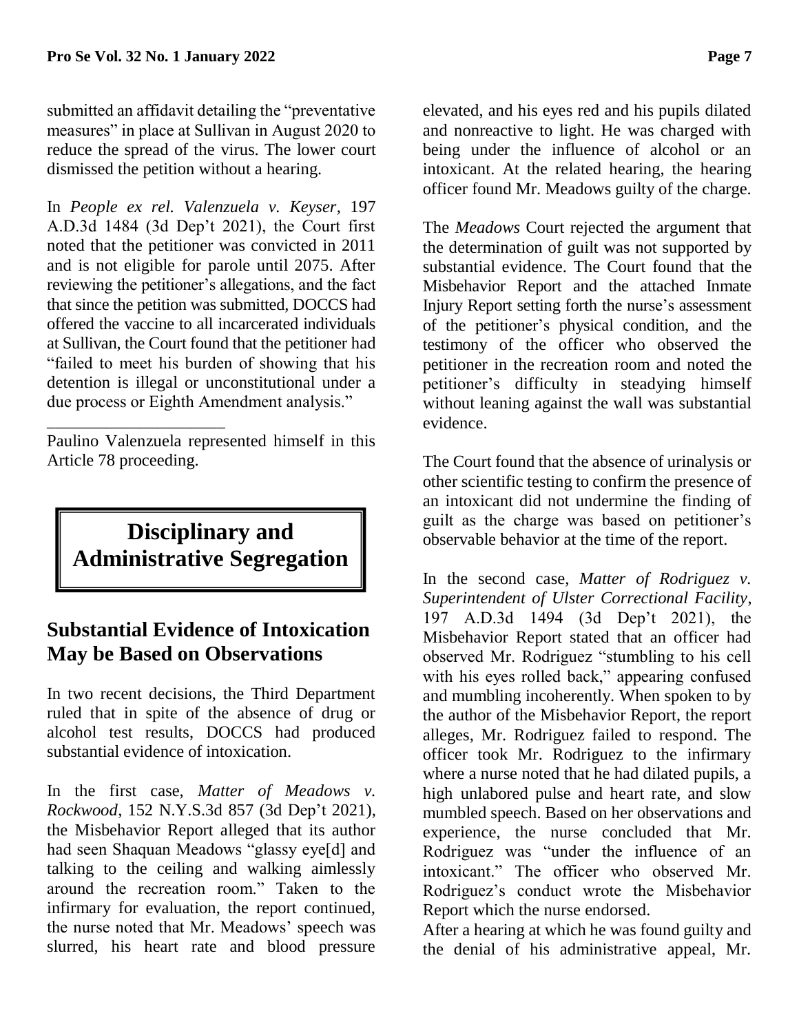submitted an affidavit detailing the "preventative measures" in place at Sullivan in August 2020 to reduce the spread of the virus. The lower court dismissed the petition without a hearing.

In *People ex rel. Valenzuela v. Keyser*, 197 A.D.3d 1484 (3d Dep't 2021), the Court first noted that the petitioner was convicted in 2011 and is not eligible for parole until 2075. After reviewing the petitioner's allegations, and the fact that since the petition was submitted, DOCCS had offered the vaccine to all incarcerated individuals at Sullivan, the Court found that the petitioner had "failed to meet his burden of showing that his detention is illegal or unconstitutional under a due process or Eighth Amendment analysis."

---

Paulino Valenzuela represented himself in this Article 78 proceeding.

# Disciplinary and Administrative Segregation

## Substantial Evidence of Intoxication May be Based on Observations

In two recent decisions, the Third Department ruled that in spite of the absence of drug or alcohol test results, DOCCS had produced substantial evidence of intoxication.

In the first case, *Matter of Meadows v. Rockwood*, 152 N.Y.S.3d 857 (3d Dep't 2021), the Misbehavior Report alleged that its author had seen Shaquan Meadows "glassy eye[d] and talking to the ceiling and walking aimlessly around the recreation room." Taken to the infirmary for evaluation, the report continued, the nurse noted that Mr. Meadows' speech was slurred, his heart rate and blood pressure elevated, and his eyes red and his pupils dilated and nonreactive to light. He was charged with being under the influence of alcohol or an intoxicant. At the related hearing, the hearing officer found Mr. Meadows guilty of the charge.

The *Meadows* Court rejected the argument that the determination of guilt was not supported by substantial evidence. The Court found that the Misbehavior Report and the attached Inmate Injury Report setting forth the nurse's assessment of the petitioner's physical condition, and the testimony of the officer who observed the petitioner in the recreation room and noted the petitioner's difficulty in steadying himself without leaning against the wall was substantial evidence.

The Court found that the absence of urinalysis or other scientific testing to confirm the presence of an intoxicant did not undermine the finding of guilt as the charge was based on petitioner's observable behavior at the time of the report.

In the second case, *Matter of Rodriguez v. Superintendent of Ulster Correctional Facility*, 197 A.D.3d 1494 (3d Dep't 2021), the Misbehavior Report stated that an officer had observed Mr. Rodriguez "stumbling to his cell with his eyes rolled back," appearing confused and mumbling incoherently. When spoken to by the author of the Misbehavior Report, the report alleges, Mr. Rodriguez failed to respond. The officer took Mr. Rodriguez to the infirmary where a nurse noted that he had dilated pupils, a high unlabored pulse and heart rate, and slow mumbled speech. Based on her observations and experience, the nurse concluded that Mr. Rodriguez was "under the influence of an intoxicant." The officer who observed Mr. Rodriguez's conduct wrote the Misbehavior Report which the nurse endorsed.

After a hearing at which he was found guilty and the denial of his administrative appeal, Mr.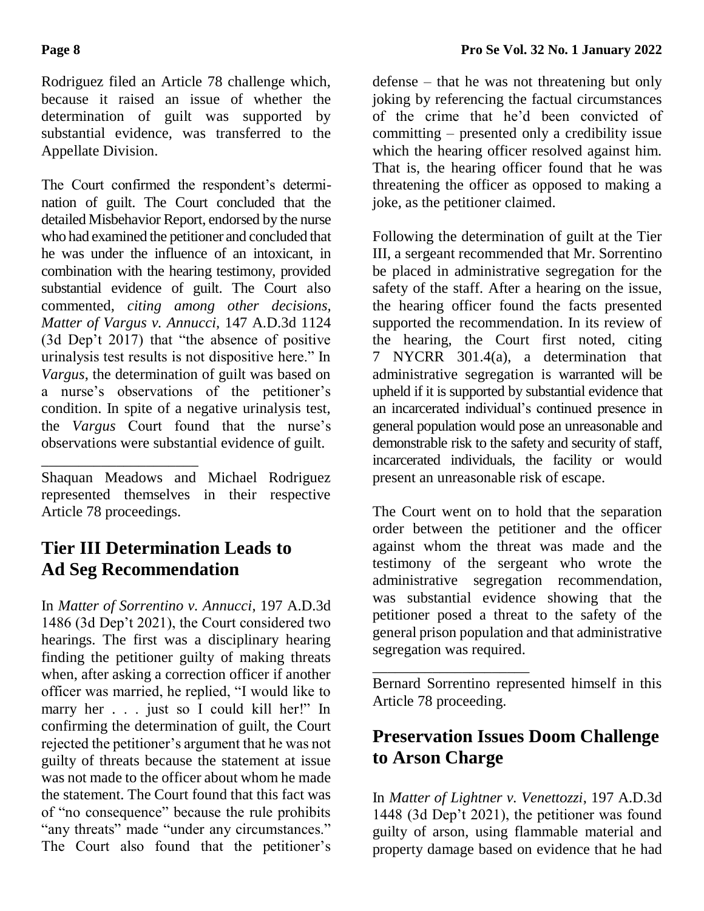Rodriguez filed an Article 78 challenge which, because it raised an issue of whether the determination of guilt was supported by substantial evidence, was transferred to the Appellate Division.

The Court confirmed the respondent's determination of guilt. The Court concluded that the detailed Misbehavior Report, endorsed by the nurse who had examined the petitioner and concluded that he was under the influence of an intoxicant, in combination with the hearing testimony, provided substantial evidence of guilt. The Court also commented, *citing among other decisions, Matter of Vargus v. Annucci*, 147 A.D.3d 1124 (3d Dep't 2017) that "the absence of positive urinalysis test results is not dispositive here." In *Vargus*, the determination of guilt was based on a nurse's observations of the petitioner's condition. In spite of a negative urinalysis test, the *Vargus* Court found that the nurse's observations were substantial evidence of guilt.

---

Shaquan Meadows and Michael Rodriguez represented themselves in their respective Article 78 proceedings.

## Tier III Determination Leads to Ad Seg Recommendation

In *Matter of Sorrentino v. Annucci*, 197 A.D.3d 1486 (3d Dep't 2021), the Court considered two hearings. The first was a disciplinary hearing finding the petitioner guilty of making threats when, after asking a correction officer if another officer was married, he replied, "I would like to marry her . . . just so I could kill her!" In confirming the determination of guilt, the Court rejected the petitioner's argument that he was not guilty of threats because the statement at issue was not made to the officer about whom he made the statement. The Court found that this fact was of "no consequence" because the rule prohibits "any threats" made "under any circumstances." The Court also found that the petitioner's defense – that he was not threatening but only joking by referencing the factual circumstances of the crime that he'd been convicted of committing – presented only a credibility issue which the hearing officer resolved against him. That is, the hearing officer found that he was threatening the officer as opposed to making a joke, as the petitioner claimed.

Following the determination of guilt at the Tier III, a sergeant recommended that Mr. Sorrentino be placed in administrative segregation for the safety of the staff. After a hearing on the issue, the hearing officer found the facts presented supported the recommendation. In its review of the hearing, the Court first noted, citing 7 NYCRR 301.4(a), a determination that administrative segregation is warranted will be upheld if it is supported by substantial evidence that an incarcerated individual's continued presence in general population would pose an unreasonable and demonstrable risk to the safety and security of staff, incarcerated individuals, the facility or would present an unreasonable risk of escape.

The Court went on to hold that the separation order between the petitioner and the officer against whom the threat was made and the testimony of the sergeant who wrote the administrative segregation recommendation, was substantial evidence showing that the petitioner posed a threat to the safety of the general prison population and that administrative segregation was required.

---

Bernard Sorrentino represented himself in this Article 78 proceeding.

## Preservation Issues Doom Challenge to Arson Charge

In *Matter of Lightner v. Venettozzi*, 197 A.D.3d 1448 (3d Dep't 2021), the petitioner was found guilty of arson, using flammable material and property damage based on evidence that he had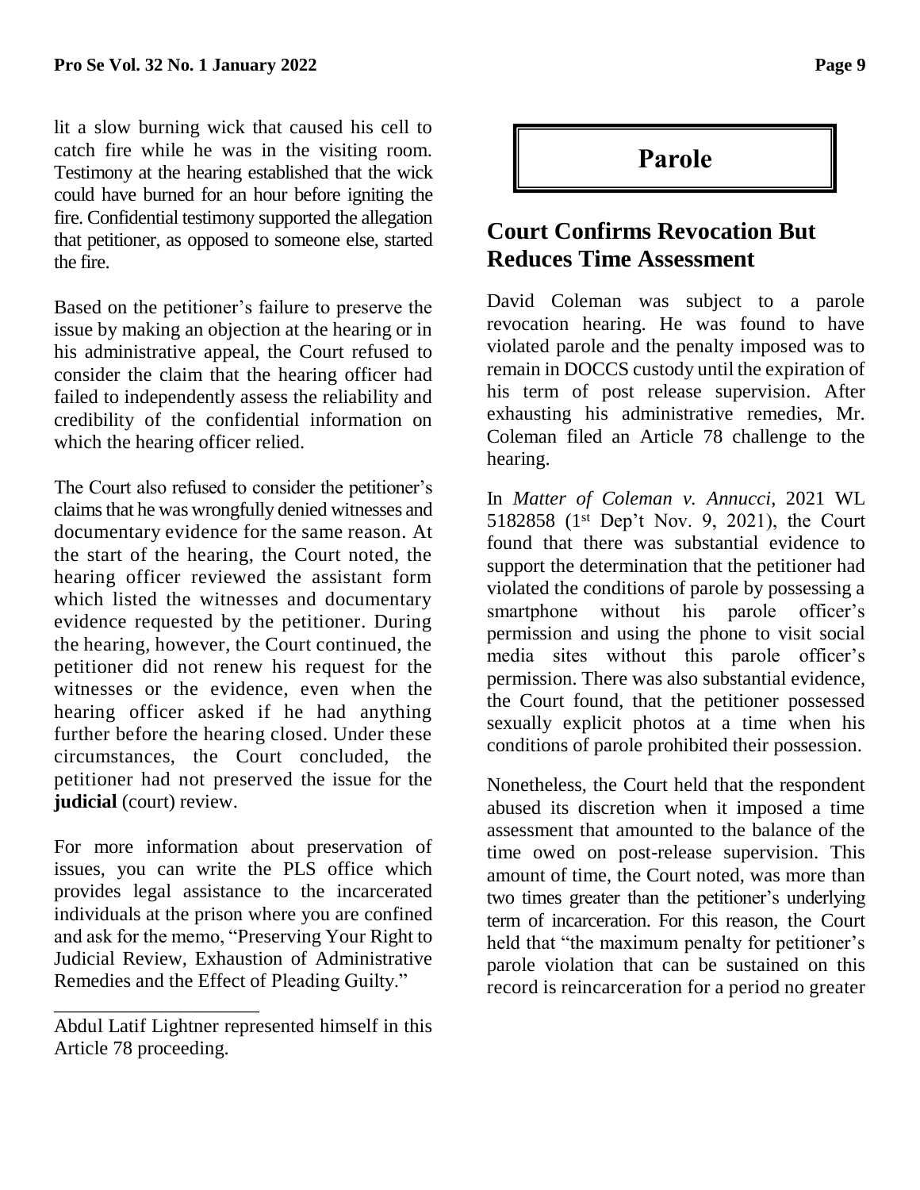lit a slow burning wick that caused his cell to catch fire while he was in the visiting room. Testimony at the hearing established that the wick could have burned for an hour before igniting the fire. Confidential testimony supported the allegation that petitioner, as opposed to someone else, started the fire.

Based on the petitioner's failure to preserve the issue by making an objection at the hearing or in his administrative appeal, the Court refused to consider the claim that the hearing officer had failed to independently assess the reliability and credibility of the confidential information on which the hearing officer relied.

The Court also refused to consider the petitioner's claims that he was wrongfully denied witnesses and documentary evidence for the same reason. At the start of the hearing, the Court noted, the hearing officer reviewed the assistant form which listed the witnesses and documentary evidence requested by the petitioner. During the hearing, however, the Court continued, the petitioner did not renew his request for the witnesses or the evidence, even when the hearing officer asked if he had anything further before the hearing closed. Under these circumstances, the Court concluded, the petitioner had not preserved the issue for the **judicial** (court) review.

For more information about preservation of issues, you can write the PLS office which provides legal assistance to the incarcerated individuals at the prison where you are confined and ask for the memo, "Preserving Your Right to Judicial Review, Exhaustion of Administrative Remedies and the Effect of Pleading Guilty."

---

Abdul Latif Lightner represented himself in this Article 78 proceeding.

# Parole

## Court Confirms Revocation But Reduces Time Assessment

David Coleman was subject to a parole revocation hearing. He was found to have violated parole and the penalty imposed was to remain in DOCCS custody until the expiration of his term of post release supervision. After exhausting his administrative remedies, Mr. Coleman filed an Article 78 challenge to the hearing.

In *Matter of Coleman v. Annucci*, 2021 WL 5182858 (1st Dep't Nov. 9, 2021), the Court found that there was substantial evidence to support the determination that the petitioner had violated the conditions of parole by possessing a smartphone without his parole officer's permission and using the phone to visit social media sites without this parole officer's permission. There was also substantial evidence, the Court found, that the petitioner possessed sexually explicit photos at a time when his conditions of parole prohibited their possession.

Nonetheless, the Court held that the respondent abused its discretion when it imposed a time assessment that amounted to the balance of the time owed on post-release supervision. This amount of time, the Court noted, was more than two times greater than the petitioner's underlying term of incarceration. For this reason, the Court held that "the maximum penalty for petitioner's parole violation that can be sustained on this record is reincarceration for a period no greater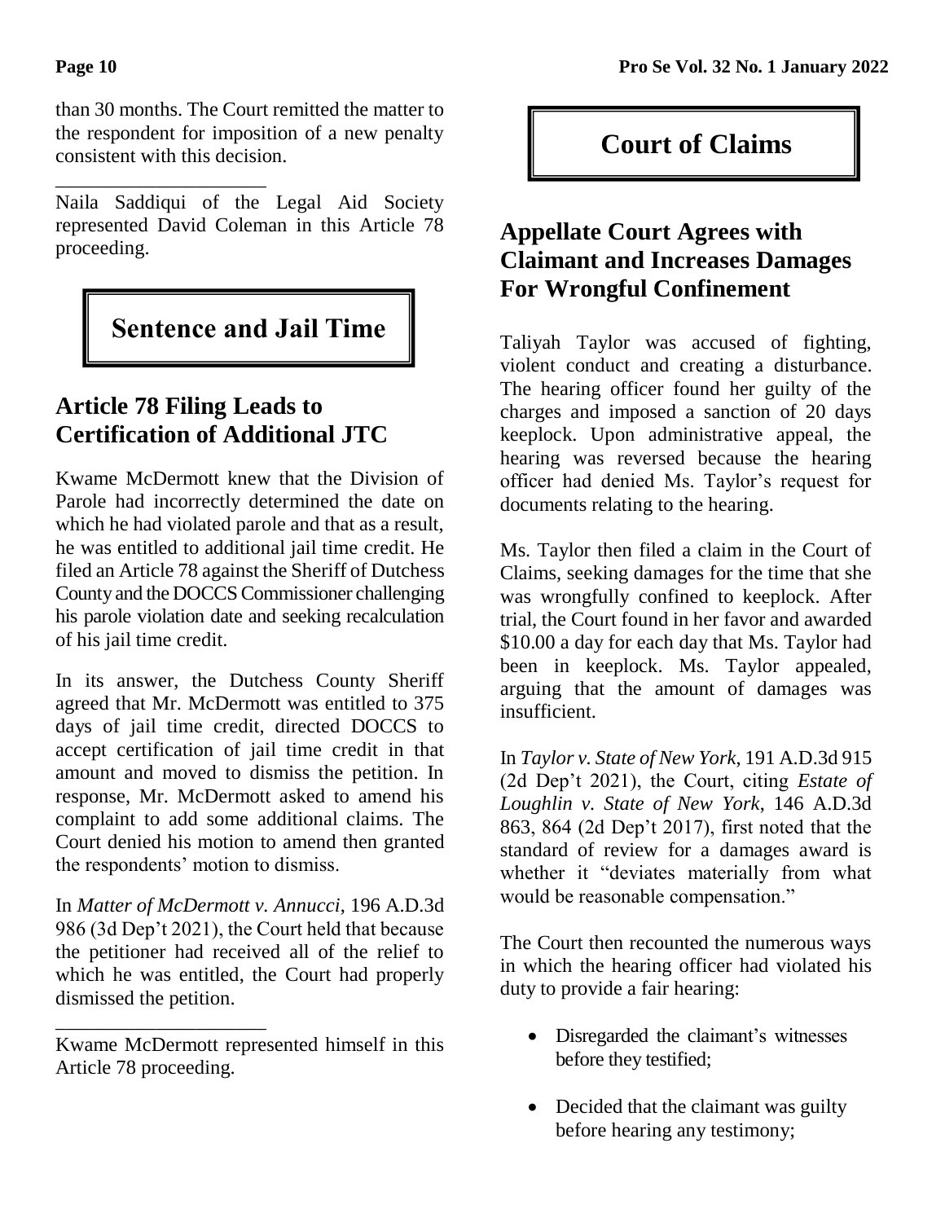than 30 months. The Court remitted the matter to the respondent for imposition of a new penalty consistent with this decision.

---

Naila Saddiqui of the Legal Aid Society represented David Coleman in this Article 78 proceeding.

# Sentence and Jail Time

## Article 78 Filing Leads to Certification of Additional JTC

Kwame McDermott knew that the Division of Parole had incorrectly determined the date on which he had violated parole and that as a result, he was entitled to additional jail time credit. He filed an Article 78 against the Sheriff of Dutchess County and the DOCCS Commissioner challenging his parole violation date and seeking recalculation of his jail time credit.

In its answer, the Dutchess County Sheriff agreed that Mr. McDermott was entitled to 375 days of jail time credit, directed DOCCS to accept certification of jail time credit in that amount and moved to dismiss the petition. In response, Mr. McDermott asked to amend his complaint to add some additional claims. The Court denied his motion to amend then granted the respondents' motion to dismiss.

In *Matter of McDermott v. Annucci*, 196 A.D.3d 986 (3d Dep't 2021), the Court held that because the petitioner had received all of the relief to which he was entitled, the Court had properly dismissed the petition.

---

Kwame McDermott represented himself in this Article 78 proceeding.

# Court of Claims

## Appellate Court Agrees with Claimant and Increases Damages For Wrongful Confinement

Taliyah Taylor was accused of fighting, violent conduct and creating a disturbance. The hearing officer found her guilty of the charges and imposed a sanction of 20 days keeplock. Upon administrative appeal, the hearing was reversed because the hearing officer had denied Ms. Taylor's request for documents relating to the hearing.

Ms. Taylor then filed a claim in the Court of Claims, seeking damages for the time that she was wrongfully confined to keeplock. After trial, the Court found in her favor and awarded \$10.00 a day for each day that Ms. Taylor had been in keeplock. Ms. Taylor appealed, arguing that the amount of damages was insufficient.

In *Taylor v. State of New York*, 191 A.D.3d 915 (2d Dep't 2021), the Court, citing *Estate of Loughlin v. State of New York*, 146 A.D.3d 863, 864 (2d Dep't 2017), first noted that the standard of review for a damages award is whether it "deviates materially from what would be reasonable compensation."

The Court then recounted the numerous ways in which the hearing officer had violated his duty to provide a fair hearing:

- Disregarded the claimant's witnesses before they testified;
- Decided that the claimant was guilty before hearing any testimony;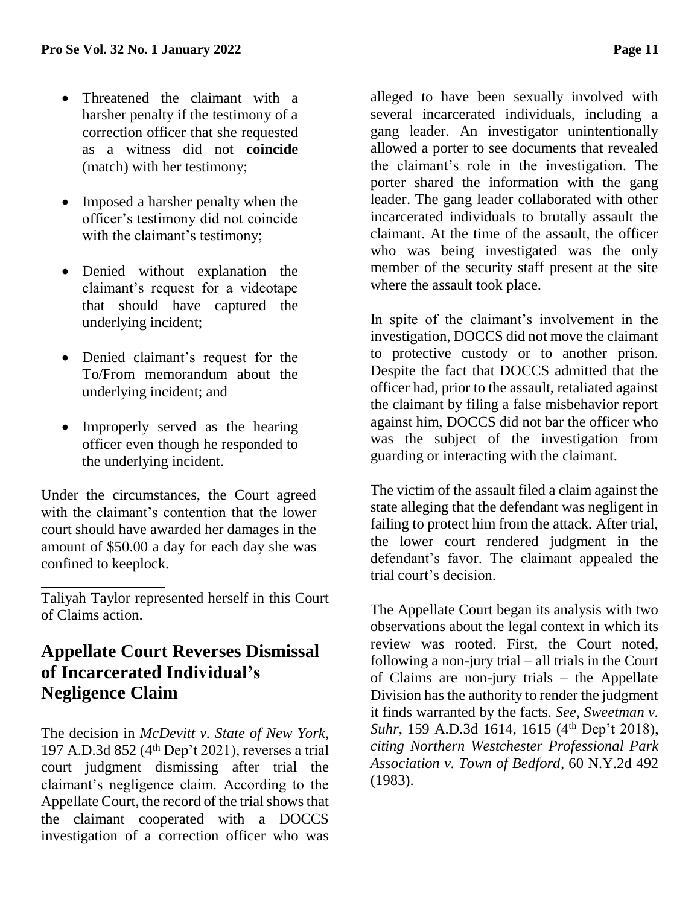- Threatened the claimant with a harsher penalty if the testimony of a correction officer that she requested as a witness did not **coincide** (match) with her testimony;

- Imposed a harsher penalty when the officer's testimony did not coincide with the claimant's testimony;

- Denied without explanation the claimant's request for a videotape that should have captured the underlying incident;

- Denied claimant's request for the To/From memorandum about the underlying incident; and

- Improperly served as the hearing officer even though he responded to the underlying incident.

Under the circumstances, the Court agreed with the claimant's contention that the lower court should have awarded her damages in the amount of $50.00 a day for each day she was confined to keeplock.

---

Taliyah Taylor represented herself in this Court of Claims action.

## Appellate Court Reverses Dismissal of Incarcerated Individual's Negligence Claim

The decision in *McDevitt v. State of New York*, 197 A.D.3d 852 (4th Dep't 2021), reverses a trial court judgment dismissing after trial the claimant's negligence claim. According to the Appellate Court, the record of the trial shows that the claimant cooperated with a DOCCS investigation of a correction officer who was alleged to have been sexually involved with several incarcerated individuals, including a gang leader. An investigator unintentionally allowed a porter to see documents that revealed the claimant's role in the investigation. The porter shared the information with the gang leader. The gang leader collaborated with other incarcerated individuals to brutally assault the claimant. At the time of the assault, the officer who was being investigated was the only member of the security staff present at the site where the assault took place.

In spite of the claimant's involvement in the investigation, DOCCS did not move the claimant to protective custody or to another prison. Despite the fact that DOCCS admitted that the officer had, prior to the assault, retaliated against the claimant by filing a false misbehavior report against him, DOCCS did not bar the officer who was the subject of the investigation from guarding or interacting with the claimant.

The victim of the assault filed a claim against the state alleging that the defendant was negligent in failing to protect him from the attack. After trial, the lower court rendered judgment in the defendant's favor. The claimant appealed the trial court's decision.

The Appellate Court began its analysis with two observations about the legal context in which its review was rooted. First, the Court noted, following a non-jury trial – all trials in the Court of Claims are non-jury trials – the Appellate Division has the authority to render the judgment it finds warranted by the facts. *See*, *Sweetman v. Suhr*, 159 A.D.3d 1614, 1615 (4th Dep't 2018), *citing Northern Westchester Professional Park Association v. Town of Bedford*, 60 N.Y.2d 492 (1983).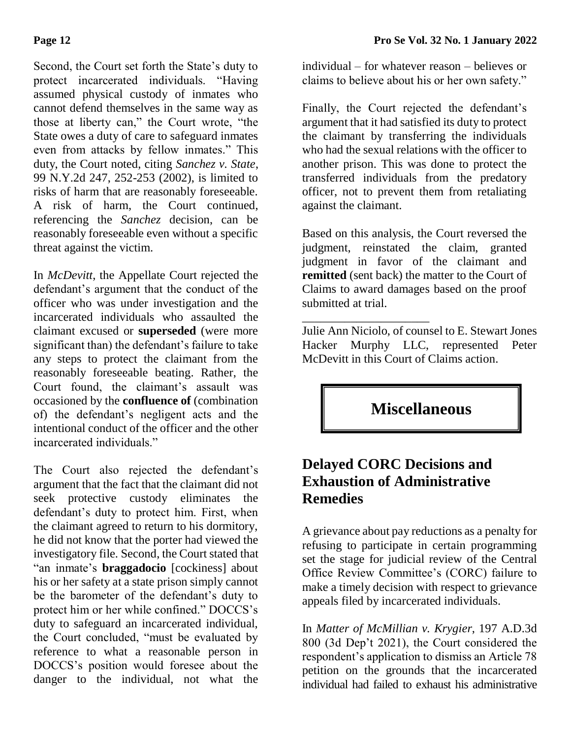Second, the Court set forth the State's duty to protect incarcerated individuals. "Having assumed physical custody of inmates who cannot defend themselves in the same way as those at liberty can," the Court wrote, "the State owes a duty of care to safeguard inmates even from attacks by fellow inmates." This duty, the Court noted, citing *Sanchez v. State*, 99 N.Y.2d 247, 252-253 (2002), is limited to risks of harm that are reasonably foreseeable. A risk of harm, the Court continued, referencing the *Sanchez* decision, can be reasonably foreseeable even without a specific threat against the victim.

In *McDevitt*, the Appellate Court rejected the defendant's argument that the conduct of the officer who was under investigation and the incarcerated individuals who assaulted the claimant excused or **superseded** (were more significant than) the defendant's failure to take any steps to protect the claimant from the reasonably foreseeable beating. Rather, the Court found, the claimant's assault was occasioned by the **confluence of** (combination of) the defendant's negligent acts and the intentional conduct of the officer and the other incarcerated individuals."

The Court also rejected the defendant's argument that the fact that the claimant did not seek protective custody eliminates the defendant's duty to protect him. First, when the claimant agreed to return to his dormitory, he did not know that the porter had viewed the investigatory file. Second, the Court stated that "an inmate's **braggadocio** [cockiness] about his or her safety at a state prison simply cannot be the barometer of the defendant's duty to protect him or her while confined." DOCCS's duty to safeguard an incarcerated individual, the Court concluded, "must be evaluated by reference to what a reasonable person in DOCCS's position would foresee about the danger to the individual, not what the individual – for whatever reason – believes or claims to believe about his or her own safety."

Finally, the Court rejected the defendant's argument that it had satisfied its duty to protect the claimant by transferring the individuals who had the sexual relations with the officer to another prison. This was done to protect the transferred individuals from the predatory officer, not to prevent them from retaliating against the claimant.

Based on this analysis, the Court reversed the judgment, reinstated the claim, granted judgment in favor of the claimant and **remitted** (sent back) the matter to the Court of Claims to award damages based on the proof submitted at trial.

\_\_\_\_\_\_\_\_\_\_\_\_\_\_\_\_\_\_\_\_\_\_

Julie Ann Niciolo, of counsel to E. Stewart Jones Hacker Murphy LLC, represented Peter McDevitt in this Court of Claims action.

# Miscellaneous

## Delayed CORC Decisions and Exhaustion of Administrative Remedies

A grievance about pay reductions as a penalty for refusing to participate in certain programming set the stage for judicial review of the Central Office Review Committee's (CORC) failure to make a timely decision with respect to grievance appeals filed by incarcerated individuals.

In *Matter of McMillian v. Krygier*, 197 A.D.3d 800 (3d Dep't 2021), the Court considered the respondent's application to dismiss an Article 78 petition on the grounds that the incarcerated individual had failed to exhaust his administrative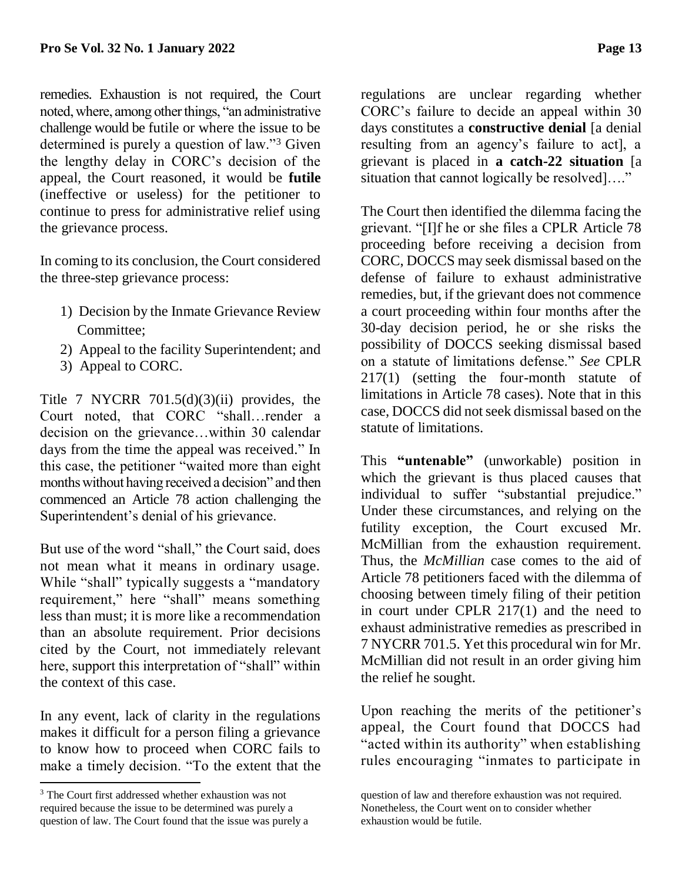remedies. Exhaustion is not required, the Court noted, where, among other things, "an administrative challenge would be futile or where the issue to be determined is purely a question of law."[3] Given the lengthy delay in CORC's decision of the appeal, the Court reasoned, it would be **futile** (ineffective or useless) for the petitioner to continue to press for administrative relief using the grievance process.

In coming to its conclusion, the Court considered the three-step grievance process:

1) Decision by the Inmate Grievance Review Committee;
2) Appeal to the facility Superintendent; and
3) Appeal to CORC.

Title 7 NYCRR 701.5(d)(3)(ii) provides, the Court noted, that CORC "shall…render a decision on the grievance…within 30 calendar days from the time the appeal was received." In this case, the petitioner "waited more than eight months without having received a decision" and then commenced an Article 78 action challenging the Superintendent's denial of his grievance.

But use of the word "shall," the Court said, does not mean what it means in ordinary usage. While "shall" typically suggests a "mandatory requirement," here "shall" means something less than must; it is more like a recommendation than an absolute requirement. Prior decisions cited by the Court, not immediately relevant here, support this interpretation of "shall" within the context of this case.

In any event, lack of clarity in the regulations makes it difficult for a person filing a grievance to know how to proceed when CORC fails to make a timely decision. "To the extent that the regulations are unclear regarding whether CORC's failure to decide an appeal within 30 days constitutes a **constructive denial** [a denial resulting from an agency's failure to act], a grievant is placed in **a catch-22 situation** [a situation that cannot logically be resolved]…."

The Court then identified the dilemma facing the grievant. "[I]f he or she files a CPLR Article 78 proceeding before receiving a decision from CORC, DOCCS may seek dismissal based on the defense of failure to exhaust administrative remedies, but, if the grievant does not commence a court proceeding within four months after the 30-day decision period, he or she risks the possibility of DOCCS seeking dismissal based on a statute of limitations defense." *See* CPLR 217(1) (setting the four-month statute of limitations in Article 78 cases). Note that in this case, DOCCS did not seek dismissal based on the statute of limitations.

This **"untenable"** (unworkable) position in which the grievant is thus placed causes that individual to suffer "substantial prejudice." Under these circumstances, and relying on the futility exception, the Court excused Mr. McMillian from the exhaustion requirement. Thus, the *McMillian* case comes to the aid of Article 78 petitioners faced with the dilemma of choosing between timely filing of their petition in court under CPLR 217(1) and the need to exhaust administrative remedies as prescribed in 7 NYCRR 701.5. Yet this procedural win for Mr. McMillian did not result in an order giving him the relief he sought.

Upon reaching the merits of the petitioner's appeal, the Court found that DOCCS had "acted within its authority" when establishing rules encouraging "inmates to participate in

---

[3] The Court first addressed whether exhaustion was not required because the issue to be determined was purely a question of law. The Court found that the issue was purely a question of law and therefore exhaustion was not required. Nonetheless, the Court went on to consider whether exhaustion would be futile.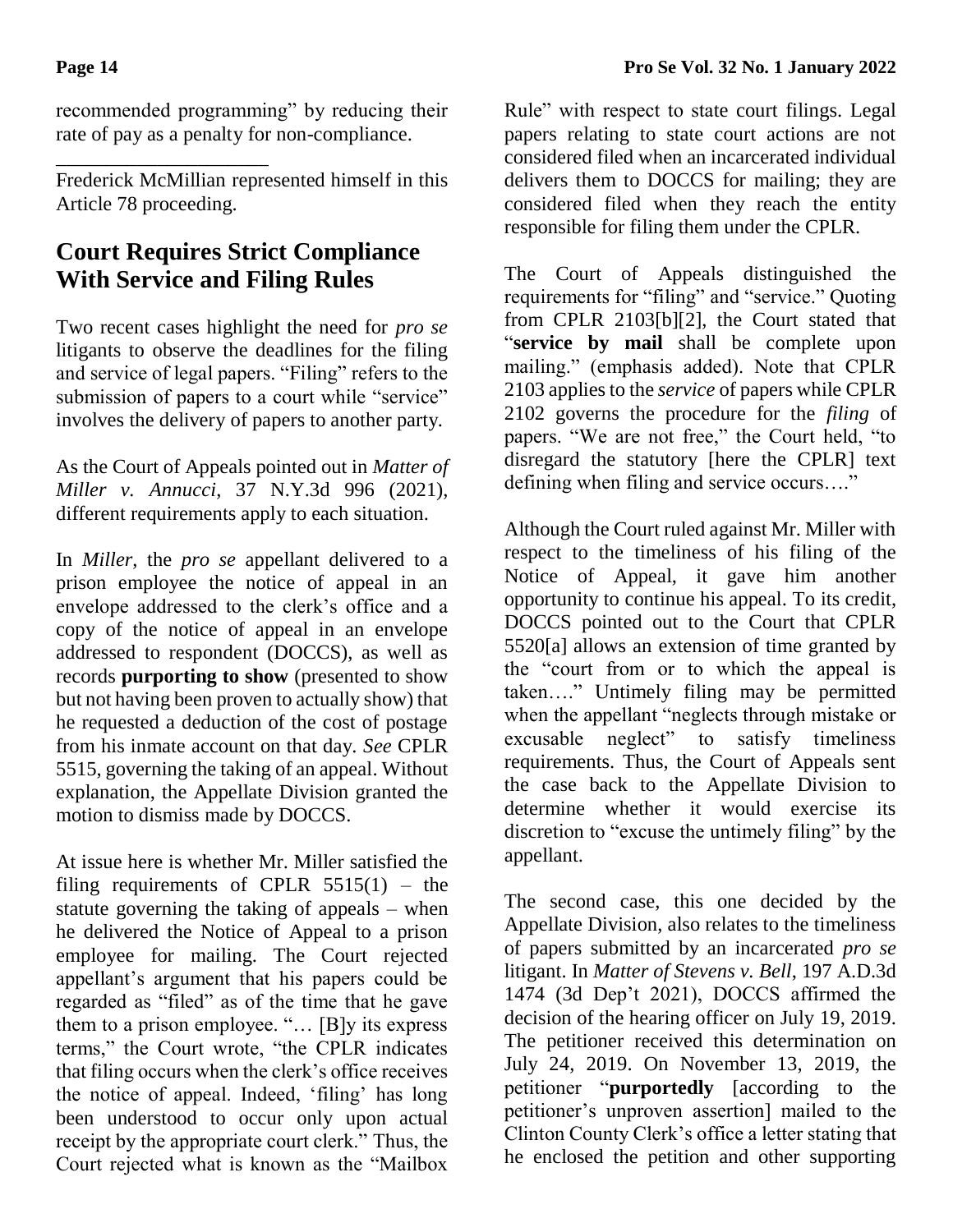recommended programming" by reducing their rate of pay as a penalty for non-compliance.

\_\_\_\_\_\_\_\_\_\_\_\_\_\_\_\_\_\_\_\_

Frederick McMillian represented himself in this Article 78 proceeding.

## Court Requires Strict Compliance With Service and Filing Rules

Two recent cases highlight the need for *pro se* litigants to observe the deadlines for the filing and service of legal papers. "Filing" refers to the submission of papers to a court while "service" involves the delivery of papers to another party.

As the Court of Appeals pointed out in *Matter of Miller v. Annucci*, 37 N.Y.3d 996 (2021), different requirements apply to each situation.

In *Miller*, the *pro se* appellant delivered to a prison employee the notice of appeal in an envelope addressed to the clerk's office and a copy of the notice of appeal in an envelope addressed to respondent (DOCCS), as well as records **purporting to show** (presented to show but not having been proven to actually show) that he requested a deduction of the cost of postage from his inmate account on that day. *See* CPLR 5515, governing the taking of an appeal. Without explanation, the Appellate Division granted the motion to dismiss made by DOCCS.

At issue here is whether Mr. Miller satisfied the filing requirements of CPLR 5515(1) – the statute governing the taking of appeals – when he delivered the Notice of Appeal to a prison employee for mailing. The Court rejected appellant's argument that his papers could be regarded as "filed" as of the time that he gave them to a prison employee. "… [B]y its express terms," the Court wrote, "the CPLR indicates that filing occurs when the clerk's office receives the notice of appeal. Indeed, 'filing' has long been understood to occur only upon actual receipt by the appropriate court clerk." Thus, the Court rejected what is known as the "Mailbox Rule" with respect to state court filings. Legal papers relating to state court actions are not considered filed when an incarcerated individual delivers them to DOCCS for mailing; they are considered filed when they reach the entity responsible for filing them under the CPLR.

The Court of Appeals distinguished the requirements for "filing" and "service." Quoting from CPLR 2103[b][2], the Court stated that "**service by mail** shall be complete upon mailing." (emphasis added). Note that CPLR 2103 applies to the *service* of papers while CPLR 2102 governs the procedure for the *filing* of papers. "We are not free," the Court held, "to disregard the statutory [here the CPLR] text defining when filing and service occurs…."

Although the Court ruled against Mr. Miller with respect to the timeliness of his filing of the Notice of Appeal, it gave him another opportunity to continue his appeal. To its credit, DOCCS pointed out to the Court that CPLR 5520[a] allows an extension of time granted by the "court from or to which the appeal is taken…." Untimely filing may be permitted when the appellant "neglects through mistake or excusable neglect" to satisfy timeliness requirements. Thus, the Court of Appeals sent the case back to the Appellate Division to determine whether it would exercise its discretion to "excuse the untimely filing" by the appellant.

The second case, this one decided by the Appellate Division, also relates to the timeliness of papers submitted by an incarcerated *pro se* litigant. In *Matter of Stevens v. Bell*, 197 A.D.3d 1474 (3d Dep't 2021), DOCCS affirmed the decision of the hearing officer on July 19, 2019. The petitioner received this determination on July 24, 2019. On November 13, 2019, the petitioner "**purportedly** [according to the petitioner's unproven assertion] mailed to the Clinton County Clerk's office a letter stating that he enclosed the petition and other supporting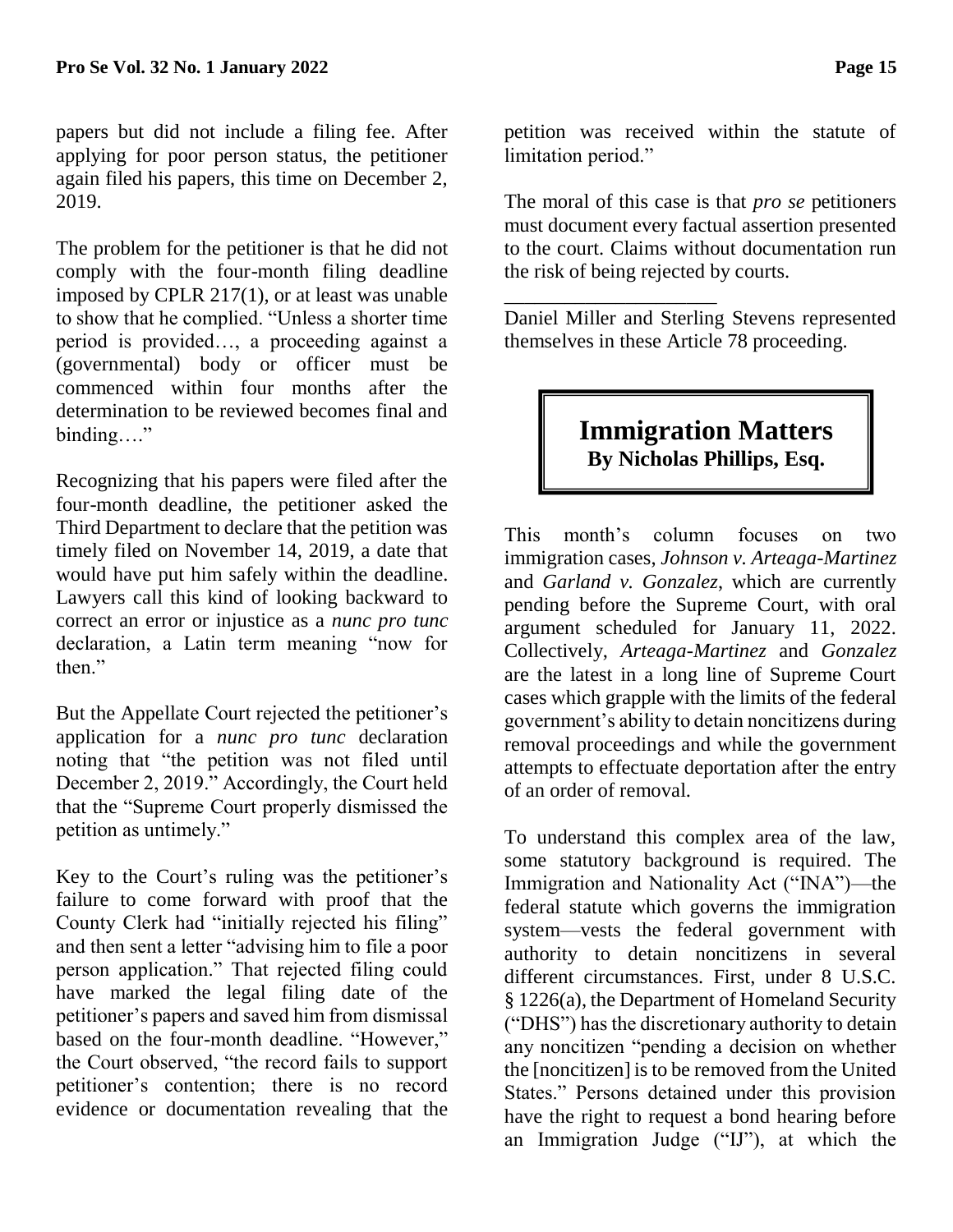papers but did not include a filing fee. After applying for poor person status, the petitioner again filed his papers, this time on December 2, 2019.

The problem for the petitioner is that he did not comply with the four-month filing deadline imposed by CPLR 217(1), or at least was unable to show that he complied. "Unless a shorter time period is provided…, a proceeding against a (governmental) body or officer must be commenced within four months after the determination to be reviewed becomes final and binding…."

Recognizing that his papers were filed after the four-month deadline, the petitioner asked the Third Department to declare that the petition was timely filed on November 14, 2019, a date that would have put him safely within the deadline. Lawyers call this kind of looking backward to correct an error or injustice as a *nunc pro tunc* declaration, a Latin term meaning "now for then."

But the Appellate Court rejected the petitioner's application for a *nunc pro tunc* declaration noting that "the petition was not filed until December 2, 2019." Accordingly, the Court held that the "Supreme Court properly dismissed the petition as untimely."

Key to the Court's ruling was the petitioner's failure to come forward with proof that the County Clerk had "initially rejected his filing" and then sent a letter "advising him to file a poor person application." That rejected filing could have marked the legal filing date of the petitioner's papers and saved him from dismissal based on the four-month deadline. "However," the Court observed, "the record fails to support petitioner's contention; there is no record evidence or documentation revealing that the petition was received within the statute of limitation period."

The moral of this case is that *pro se* petitioners must document every factual assertion presented to the court. Claims without documentation run the risk of being rejected by courts.

_____________________

Daniel Miller and Sterling Stevens represented themselves in these Article 78 proceeding.

## Immigration Matters
**By Nicholas Phillips, Esq.**

This month's column focuses on two immigration cases, *Johnson v. Arteaga-Martinez* and *Garland v. Gonzalez*, which are currently pending before the Supreme Court, with oral argument scheduled for January 11, 2022. Collectively, *Arteaga-Martinez* and *Gonzalez* are the latest in a long line of Supreme Court cases which grapple with the limits of the federal government's ability to detain noncitizens during removal proceedings and while the government attempts to effectuate deportation after the entry of an order of removal.

To understand this complex area of the law, some statutory background is required. The Immigration and Nationality Act ("INA")—the federal statute which governs the immigration system—vests the federal government with authority to detain noncitizens in several different circumstances. First, under 8 U.S.C. § 1226(a), the Department of Homeland Security ("DHS") has the discretionary authority to detain any noncitizen "pending a decision on whether the [noncitizen] is to be removed from the United States." Persons detained under this provision have the right to request a bond hearing before an Immigration Judge ("IJ"), at which the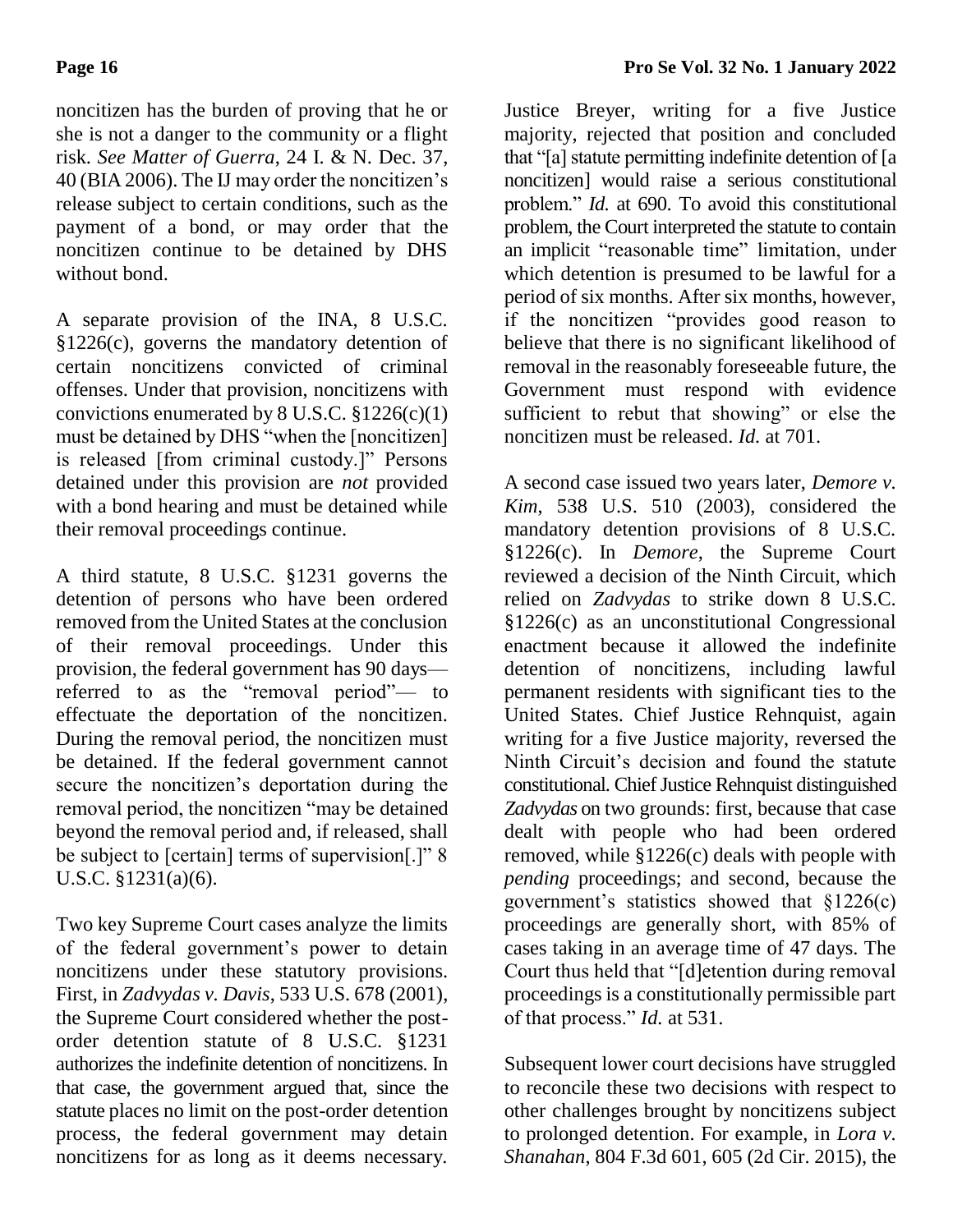noncitizen has the burden of proving that he or she is not a danger to the community or a flight risk. *See Matter of Guerra*, 24 I. & N. Dec. 37, 40 (BIA 2006). The IJ may order the noncitizen's release subject to certain conditions, such as the payment of a bond, or may order that the noncitizen continue to be detained by DHS without bond.

A separate provision of the INA, 8 U.S.C. §1226(c), governs the mandatory detention of certain noncitizens convicted of criminal offenses. Under that provision, noncitizens with convictions enumerated by 8 U.S.C. §1226(c)(1) must be detained by DHS "when the [noncitizen] is released [from criminal custody.]" Persons detained under this provision are *not* provided with a bond hearing and must be detained while their removal proceedings continue.

A third statute, 8 U.S.C. §1231 governs the detention of persons who have been ordered removed from the United States at the conclusion of their removal proceedings. Under this provision, the federal government has 90 days—referred to as the "removal period"— to effectuate the deportation of the noncitizen. During the removal period, the noncitizen must be detained. If the federal government cannot secure the noncitizen's deportation during the removal period, the noncitizen "may be detained beyond the removal period and, if released, shall be subject to [certain] terms of supervision[.]" 8 U.S.C. §1231(a)(6).

Two key Supreme Court cases analyze the limits of the federal government's power to detain noncitizens under these statutory provisions. First, in *Zadvydas v. Davis*, 533 U.S. 678 (2001), the Supreme Court considered whether the post-order detention statute of 8 U.S.C. §1231 authorizes the indefinite detention of noncitizens. In that case, the government argued that, since the statute places no limit on the post-order detention process, the federal government may detain noncitizens for as long as it deems necessary. Justice Breyer, writing for a five Justice majority, rejected that position and concluded that "[a] statute permitting indefinite detention of [a noncitizen] would raise a serious constitutional problem." *Id.* at 690. To avoid this constitutional problem, the Court interpreted the statute to contain an implicit "reasonable time" limitation, under which detention is presumed to be lawful for a period of six months. After six months, however, if the noncitizen "provides good reason to believe that there is no significant likelihood of removal in the reasonably foreseeable future, the Government must respond with evidence sufficient to rebut that showing" or else the noncitizen must be released. *Id.* at 701.

A second case issued two years later, *Demore v. Kim*, 538 U.S. 510 (2003), considered the mandatory detention provisions of 8 U.S.C. §1226(c). In *Demore*, the Supreme Court reviewed a decision of the Ninth Circuit, which relied on *Zadvydas* to strike down 8 U.S.C. §1226(c) as an unconstitutional Congressional enactment because it allowed the indefinite detention of noncitizens, including lawful permanent residents with significant ties to the United States. Chief Justice Rehnquist, again writing for a five Justice majority, reversed the Ninth Circuit's decision and found the statute constitutional. Chief Justice Rehnquist distinguished *Zadvydas* on two grounds: first, because that case dealt with people who had been ordered removed, while §1226(c) deals with people with *pending* proceedings; and second, because the government's statistics showed that §1226(c) proceedings are generally short, with 85% of cases taking in an average time of 47 days. The Court thus held that "[d]etention during removal proceedings is a constitutionally permissible part of that process." *Id.* at 531.

Subsequent lower court decisions have struggled to reconcile these two decisions with respect to other challenges brought by noncitizens subject to prolonged detention. For example, in *Lora v. Shanahan*, 804 F.3d 601, 605 (2d Cir. 2015), the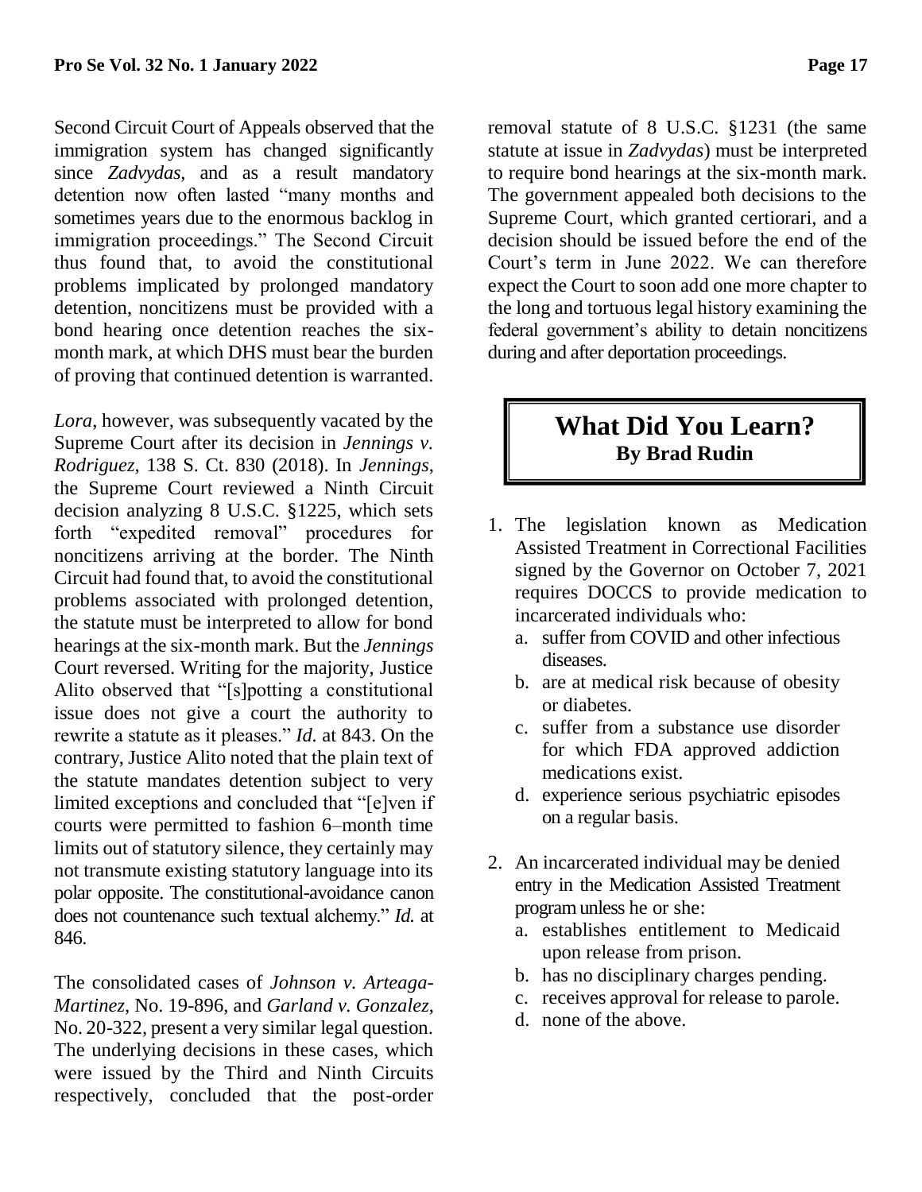Second Circuit Court of Appeals observed that the immigration system has changed significantly since *Zadvydas*, and as a result mandatory detention now often lasted "many months and sometimes years due to the enormous backlog in immigration proceedings." The Second Circuit thus found that, to avoid the constitutional problems implicated by prolonged mandatory detention, noncitizens must be provided with a bond hearing once detention reaches the six-month mark, at which DHS must bear the burden of proving that continued detention is warranted.

*Lora*, however, was subsequently vacated by the Supreme Court after its decision in *Jennings v. Rodriguez*, 138 S. Ct. 830 (2018). In *Jennings*, the Supreme Court reviewed a Ninth Circuit decision analyzing 8 U.S.C. §1225, which sets forth "expedited removal" procedures for noncitizens arriving at the border. The Ninth Circuit had found that, to avoid the constitutional problems associated with prolonged detention, the statute must be interpreted to allow for bond hearings at the six-month mark. But the *Jennings* Court reversed. Writing for the majority, Justice Alito observed that "[s]potting a constitutional issue does not give a court the authority to rewrite a statute as it pleases." *Id.* at 843. On the contrary, Justice Alito noted that the plain text of the statute mandates detention subject to very limited exceptions and concluded that "[e]ven if courts were permitted to fashion 6–month time limits out of statutory silence, they certainly may not transmute existing statutory language into its polar opposite. The constitutional-avoidance canon does not countenance such textual alchemy." *Id.* at 846.

The consolidated cases of *Johnson v. Arteaga-Martinez*, No. 19-896, and *Garland v. Gonzalez*, No. 20-322, present a very similar legal question. The underlying decisions in these cases, which were issued by the Third and Ninth Circuits respectively, concluded that the post-order removal statute of 8 U.S.C. §1231 (the same statute at issue in *Zadvydas*) must be interpreted to require bond hearings at the six-month mark. The government appealed both decisions to the Supreme Court, which granted certiorari, and a decision should be issued before the end of the Court's term in June 2022. We can therefore expect the Court to soon add one more chapter to the long and tortuous legal history examining the federal government's ability to detain noncitizens during and after deportation proceedings.

## What Did You Learn?
**By Brad Rudin**

1. The legislation known as Medication Assisted Treatment in Correctional Facilities signed by the Governor on October 7, 2021 requires DOCCS to provide medication to incarcerated individuals who:
   a. suffer from COVID and other infectious diseases.
   b. are at medical risk because of obesity or diabetes.
   c. suffer from a substance use disorder for which FDA approved addiction medications exist.
   d. experience serious psychiatric episodes on a regular basis.

2. An incarcerated individual may be denied entry in the Medication Assisted Treatment program unless he or she:
   a. establishes entitlement to Medicaid upon release from prison.
   b. has no disciplinary charges pending.
   c. receives approval for release to parole.
   d. none of the above.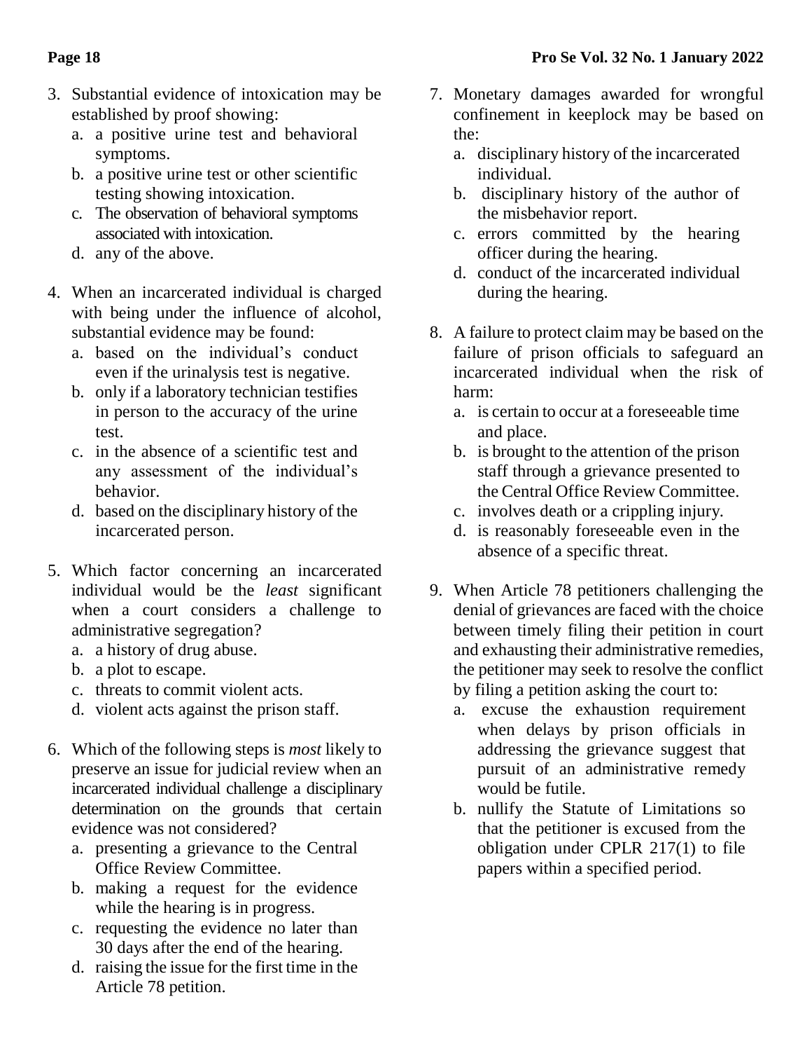3. Substantial evidence of intoxication may be established by proof showing:
   a. a positive urine test and behavioral symptoms.
   b. a positive urine test or other scientific testing showing intoxication.
   c. The observation of behavioral symptoms associated with intoxication.
   d. any of the above.

4. When an incarcerated individual is charged with being under the influence of alcohol, substantial evidence may be found:
   a. based on the individual's conduct even if the urinalysis test is negative.
   b. only if a laboratory technician testifies in person to the accuracy of the urine test.
   c. in the absence of a scientific test and any assessment of the individual's behavior.
   d. based on the disciplinary history of the incarcerated person.

5. Which factor concerning an incarcerated individual would be the *least* significant when a court considers a challenge to administrative segregation?
   a. a history of drug abuse.
   b. a plot to escape.
   c. threats to commit violent acts.
   d. violent acts against the prison staff.

6. Which of the following steps is *most* likely to preserve an issue for judicial review when an incarcerated individual challenge a disciplinary determination on the grounds that certain evidence was not considered?
   a. presenting a grievance to the Central Office Review Committee.
   b. making a request for the evidence while the hearing is in progress.
   c. requesting the evidence no later than 30 days after the end of the hearing.
   d. raising the issue for the first time in the Article 78 petition.

7. Monetary damages awarded for wrongful confinement in keeplock may be based on the:
   a. disciplinary history of the incarcerated individual.
   b. disciplinary history of the author of the misbehavior report.
   c. errors committed by the hearing officer during the hearing.
   d. conduct of the incarcerated individual during the hearing.

8. A failure to protect claim may be based on the failure of prison officials to safeguard an incarcerated individual when the risk of harm:
   a. is certain to occur at a foreseeable time and place.
   b. is brought to the attention of the prison staff through a grievance presented to the Central Office Review Committee.
   c. involves death or a crippling injury.
   d. is reasonably foreseeable even in the absence of a specific threat.

9. When Article 78 petitioners challenging the denial of grievances are faced with the choice between timely filing their petition in court and exhausting their administrative remedies, the petitioner may seek to resolve the conflict by filing a petition asking the court to:
   a. excuse the exhaustion requirement when delays by prison officials in addressing the grievance suggest that pursuit of an administrative remedy would be futile.
   b. nullify the Statute of Limitations so that the petitioner is excused from the obligation under CPLR 217(1) to file papers within a specified period.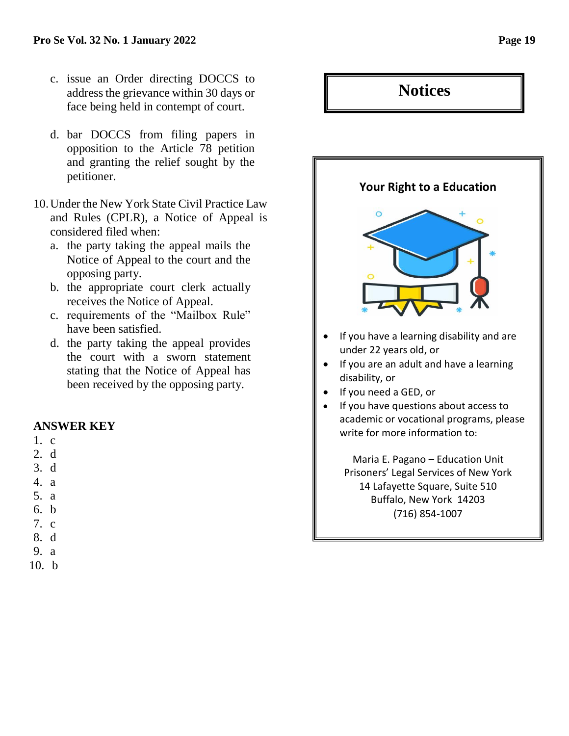c. issue an Order directing DOCCS to address the grievance within 30 days or face being held in contempt of court.

d. bar DOCCS from filing papers in opposition to the Article 78 petition and granting the relief sought by the petitioner.

10. Under the New York State Civil Practice Law and Rules (CPLR), a Notice of Appeal is considered filed when:
    a. the party taking the appeal mails the Notice of Appeal to the court and the opposing party.
    b. the appropriate court clerk actually receives the Notice of Appeal.
    c. requirements of the "Mailbox Rule" have been satisfied.
    d. the party taking the appeal provides the court with a sworn statement stating that the Notice of Appeal has been received by the opposing party.

## ANSWER KEY

1. c
2. d
3. d
4. a
5. a
6. b
7. c
8. d
9. a
10. b

# Notices

## Your Right to a Education

- If you have a learning disability and are under 22 years old, or
- If you are an adult and have a learning disability, or
- If you need a GED, or
- If you have questions about access to academic or vocational programs, please write for more information to:

Maria E. Pagano – Education Unit
Prisoners' Legal Services of New York
14 Lafayette Square, Suite 510
Buffalo, New York 14203
(716) 854-1007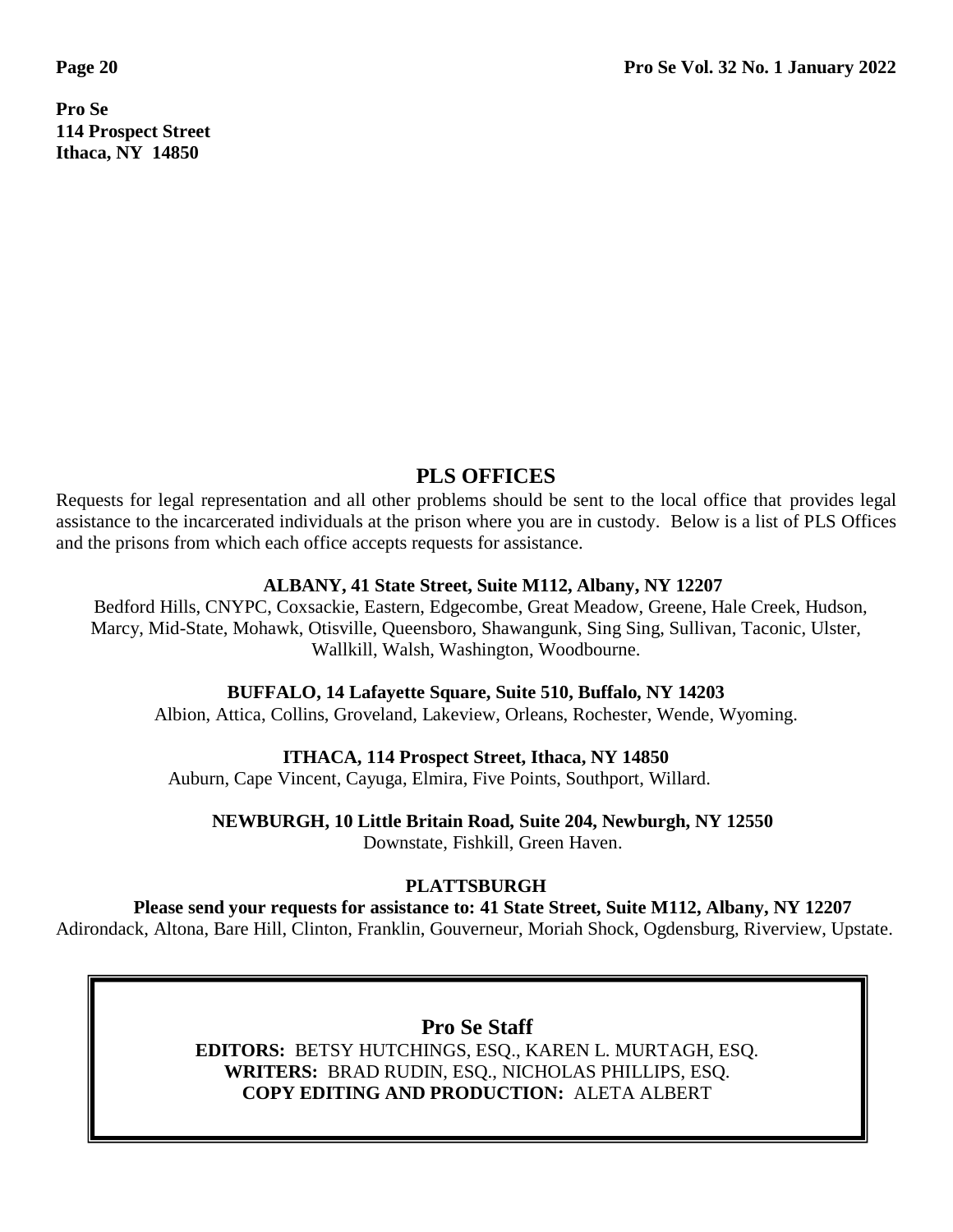**Pro Se**
**114 Prospect Street**
**Ithaca, NY 14850**

## PLS OFFICES

Requests for legal representation and all other problems should be sent to the local office that provides legal assistance to the incarcerated individuals at the prison where you are in custody. Below is a list of PLS Offices and the prisons from which each office accepts requests for assistance.

**ALBANY, 41 State Street, Suite M112, Albany, NY 12207**
Bedford Hills, CNYPC, Coxsackie, Eastern, Edgecombe, Great Meadow, Greene, Hale Creek, Hudson, Marcy, Mid-State, Mohawk, Otisville, Queensboro, Shawangunk, Sing Sing, Sullivan, Taconic, Ulster, Wallkill, Walsh, Washington, Woodbourne.

**BUFFALO, 14 Lafayette Square, Suite 510, Buffalo, NY 14203**
Albion, Attica, Collins, Groveland, Lakeview, Orleans, Rochester, Wende, Wyoming.

**ITHACA, 114 Prospect Street, Ithaca, NY 14850**
Auburn, Cape Vincent, Cayuga, Elmira, Five Points, Southport, Willard.

**NEWBURGH, 10 Little Britain Road, Suite 204, Newburgh, NY 12550**
Downstate, Fishkill, Green Haven.

**PLATTSBURGH**
**Please send your requests for assistance to: 41 State Street, Suite M112, Albany, NY 12207**
Adirondack, Altona, Bare Hill, Clinton, Franklin, Gouverneur, Moriah Shock, Ogdensburg, Riverview, Upstate.

### Pro Se Staff

**EDITORS:** BETSY HUTCHINGS, ESQ., KAREN L. MURTAGH, ESQ.
**WRITERS:** BRAD RUDIN, ESQ., NICHOLAS PHILLIPS, ESQ.
**COPY EDITING AND PRODUCTION:** ALETA ALBERT